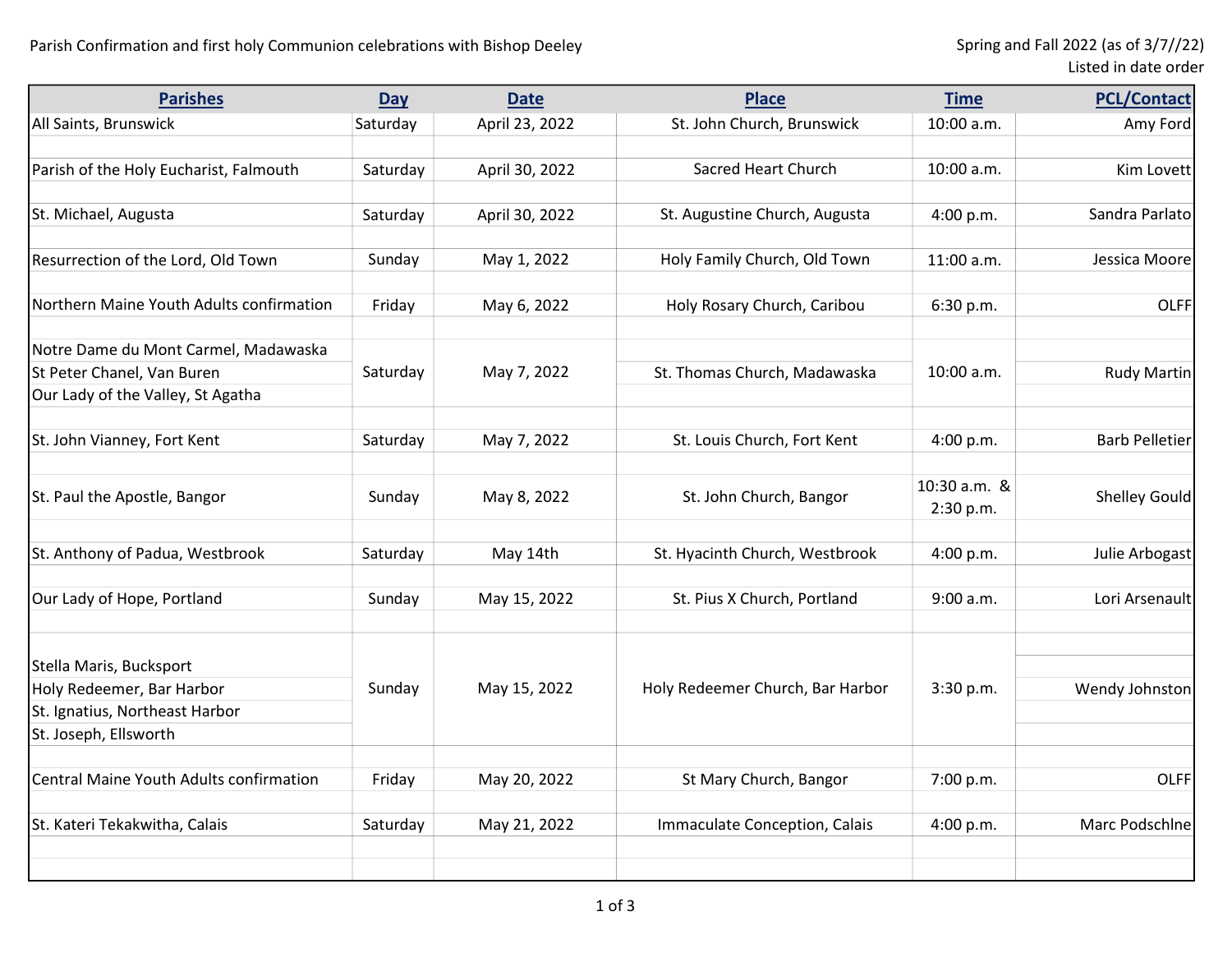Parish Confirmation and first holy Communion celebrations with Bishop Deeley

Spring and Fall 2022 (as of 3/7//22)
Listed in date order

| Parishes | Day | Date | Place | Time | PCL/Contact |
|---|---|---|---|---|---|
| All Saints, Brunswick | Saturday | April 23, 2022 | St. John Church, Brunswick | 10:00 a.m. | Amy Ford |
| Parish of the Holy Eucharist, Falmouth | Saturday | April 30, 2022 | Sacred Heart Church | 10:00 a.m. | Kim Lovett |
| St. Michael, Augusta | Saturday | April 30, 2022 | St. Augustine Church, Augusta | 4:00 p.m. | Sandra Parlato |
| Resurrection of the Lord, Old Town | Sunday | May 1, 2022 | Holy Family Church, Old Town | 11:00 a.m. | Jessica Moore |
| Northern Maine Youth Adults confirmation | Friday | May 6, 2022 | Holy Rosary Church, Caribou | 6:30 p.m. | OLFF |
| Notre Dame du Mont Carmel, Madawaska<br>St Peter Chanel, Van Buren<br>Our Lady of the Valley, St Agatha | Saturday | May 7, 2022 | St. Thomas Church, Madawaska | 10:00 a.m. | Rudy Martin |
| St. John Vianney, Fort Kent | Saturday | May 7, 2022 | St. Louis Church, Fort Kent | 4:00 p.m. | Barb Pelletier |
| St. Paul the Apostle, Bangor | Sunday | May 8, 2022 | St. John Church, Bangor | 10:30 a.m. & 2:30 p.m. | Shelley Gould |
| St. Anthony of Padua, Westbrook | Saturday | May 14th | St. Hyacinth Church, Westbrook | 4:00 p.m. | Julie Arbogast |
| Our Lady of Hope, Portland | Sunday | May 15, 2022 | St. Pius X Church, Portland | 9:00 a.m. | Lori Arsenault |
| Stella Maris, Bucksport<br>Holy Redeemer, Bar Harbor<br>St. Ignatius, Northeast Harbor<br>St. Joseph, Ellsworth | Sunday | May 15, 2022 | Holy Redeemer Church, Bar Harbor | 3:30 p.m. | Wendy Johnston |
| Central Maine Youth Adults confirmation | Friday | May 20, 2022 | St Mary Church, Bangor | 7:00 p.m. | OLFF |
| St. Kateri Tekakwitha, Calais | Saturday | May 21, 2022 | Immaculate Conception, Calais | 4:00 p.m. | Marc Podschlne |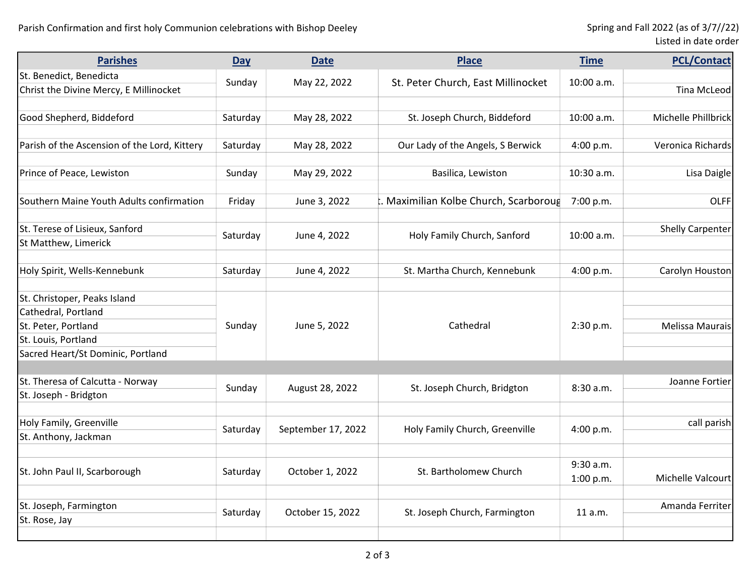Parish Confirmation and first holy Communion celebrations with Bishop Deeley

Spring and Fall 2022 (as of 3/7//22)
Listed in date order

| Parishes | Day | Date | Place | Time | PCL/Contact |
|---|---|---|---|---|---|
| St. Benedict, Benedicta<br>Christ the Divine Mercy, E Millinocket | Sunday | May 22, 2022 | St. Peter Church, East Millinocket | 10:00 a.m. | Tina McLeod |
| Good Shepherd, Biddeford | Saturday | May 28, 2022 | St. Joseph Church, Biddeford | 10:00 a.m. | Michelle Phillbrick |
| Parish of the Ascension of the Lord, Kittery | Saturday | May 28, 2022 | Our Lady of the Angels, S Berwick | 4:00 p.m. | Veronica Richards |
| Prince of Peace, Lewiston | Sunday | May 29, 2022 | Basilica, Lewiston | 10:30 a.m. | Lisa Daigle |
| Southern Maine Youth Adults confirmation | Friday | June 3, 2022 | t. Maximilian Kolbe Church, Scarboroug | 7:00 p.m. | OLFF |
| St. Terese of Lisieux, Sanford<br>St Matthew, Limerick | Saturday | June 4, 2022 | Holy Family Church, Sanford | 10:00 a.m. | Shelly Carpenter |
| Holy Spirit, Wells-Kennebunk | Saturday | June 4, 2022 | St. Martha Church, Kennebunk | 4:00 p.m. | Carolyn Houston |
| St. Christoper, Peaks Island<br>Cathedral, Portland<br>St. Peter, Portland<br>St. Louis, Portland<br>Sacred Heart/St Dominic, Portland | Sunday | June 5, 2022 | Cathedral | 2:30 p.m. | Melissa Maurais |
| | | | | | |
| St. Theresa of Calcutta - Norway<br>St. Joseph - Bridgton | Sunday | August 28, 2022 | St. Joseph Church, Bridgton | 8:30 a.m. | Joanne Fortier |
| Holy Family, Greenville<br>St. Anthony, Jackman | Saturday | September 17, 2022 | Holy Family Church, Greenville | 4:00 p.m. | call parish |
| St. John Paul II, Scarborough | Saturday | October 1, 2022 | St. Bartholomew Church | 9:30 a.m.<br>1:00 p.m. | Michelle Valcourt |
| St. Joseph, Farmington<br>St. Rose, Jay | Saturday | October 15, 2022 | St. Joseph Church, Farmington | 11 a.m. | Amanda Ferriter |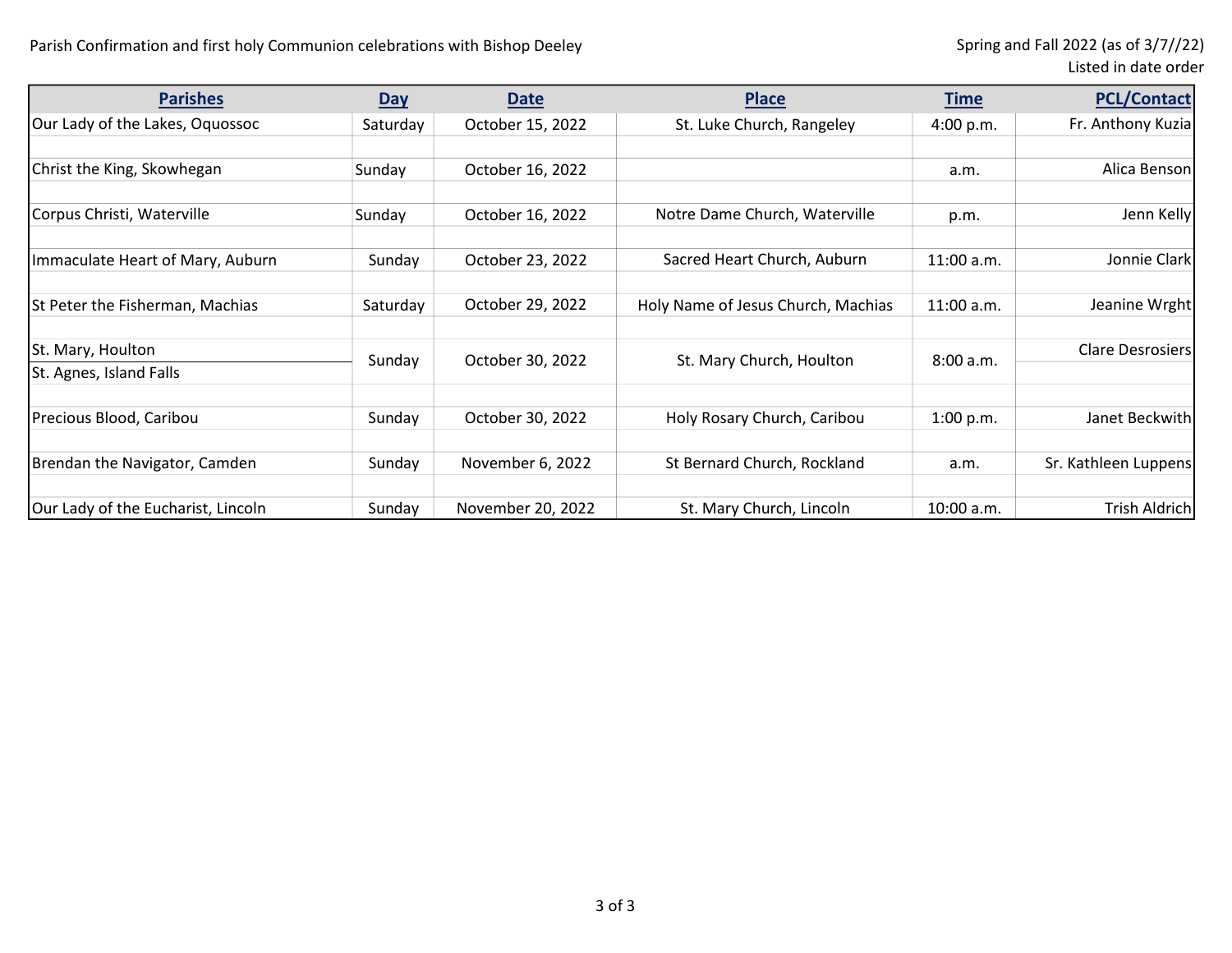Parish Confirmation and first holy Communion celebrations with Bishop Deeley

Spring and Fall 2022 (as of 3/7//22)
Listed in date order

| Parishes | Day | Date | Place | Time | PCL/Contact |
|---|---|---|---|---|---|
| Our Lady of the Lakes, Oquossoc | Saturday | October 15, 2022 | St. Luke Church, Rangeley | 4:00 p.m. | Fr. Anthony Kuzia |
| Christ the King, Skowhegan | Sunday | October 16, 2022 | | a.m. | Alica Benson |
| Corpus Christi, Waterville | Sunday | October 16, 2022 | Notre Dame Church, Waterville | p.m. | Jenn Kelly |
| Immaculate Heart of Mary, Auburn | Sunday | October 23, 2022 | Sacred Heart Church, Auburn | 11:00 a.m. | Jonnie Clark |
| St Peter the Fisherman, Machias | Saturday | October 29, 2022 | Holy Name of Jesus Church, Machias | 11:00 a.m. | Jeanine Wrght |
| St. Mary, Houlton | Sunday | October 30, 2022 | St. Mary Church, Houlton | 8:00 a.m. | Clare Desrosiers |
| St. Agnes, Island Falls | | | | | |
| Precious Blood, Caribou | Sunday | October 30, 2022 | Holy Rosary Church, Caribou | 1:00 p.m. | Janet Beckwith |
| Brendan the Navigator, Camden | Sunday | November 6, 2022 | St Bernard Church, Rockland | a.m. | Sr. Kathleen Luppens |
| Our Lady of the Eucharist, Lincoln | Sunday | November 20, 2022 | St. Mary Church, Lincoln | 10:00 a.m. | Trish Aldrich |